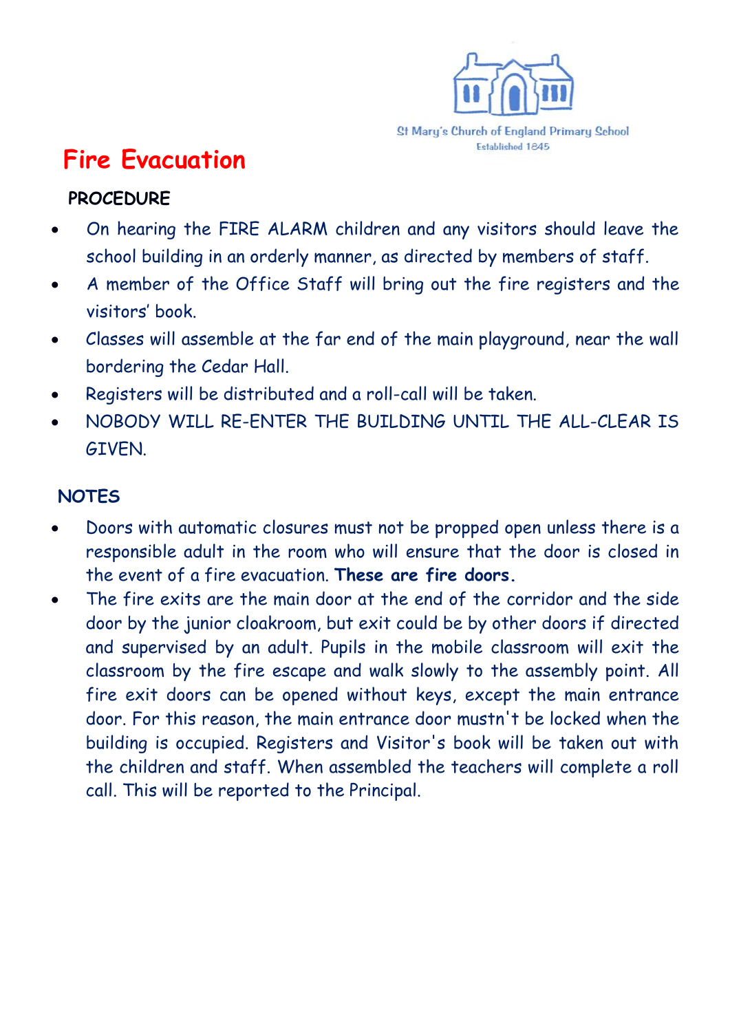St Mary's Church of England Primary School
Established 1845

# Fire Evacuation

## PROCEDURE

- On hearing the FIRE ALARM children and any visitors should leave the school building in an orderly manner, as directed by members of staff.
- A member of the Office Staff will bring out the fire registers and the visitors' book.
- Classes will assemble at the far end of the main playground, near the wall bordering the Cedar Hall.
- Registers will be distributed and a roll-call will be taken.
- NOBODY WILL RE-ENTER THE BUILDING UNTIL THE ALL-CLEAR IS GIVEN.

## NOTES

- Doors with automatic closures must not be propped open unless there is a responsible adult in the room who will ensure that the door is closed in the event of a fire evacuation. **These are fire doors.**
- The fire exits are the main door at the end of the corridor and the side door by the junior cloakroom, but exit could be by other doors if directed and supervised by an adult. Pupils in the mobile classroom will exit the classroom by the fire escape and walk slowly to the assembly point. All fire exit doors can be opened without keys, except the main entrance door. For this reason, the main entrance door mustn't be locked when the building is occupied. Registers and Visitor's book will be taken out with the children and staff. When assembled the teachers will complete a roll call. This will be reported to the Principal.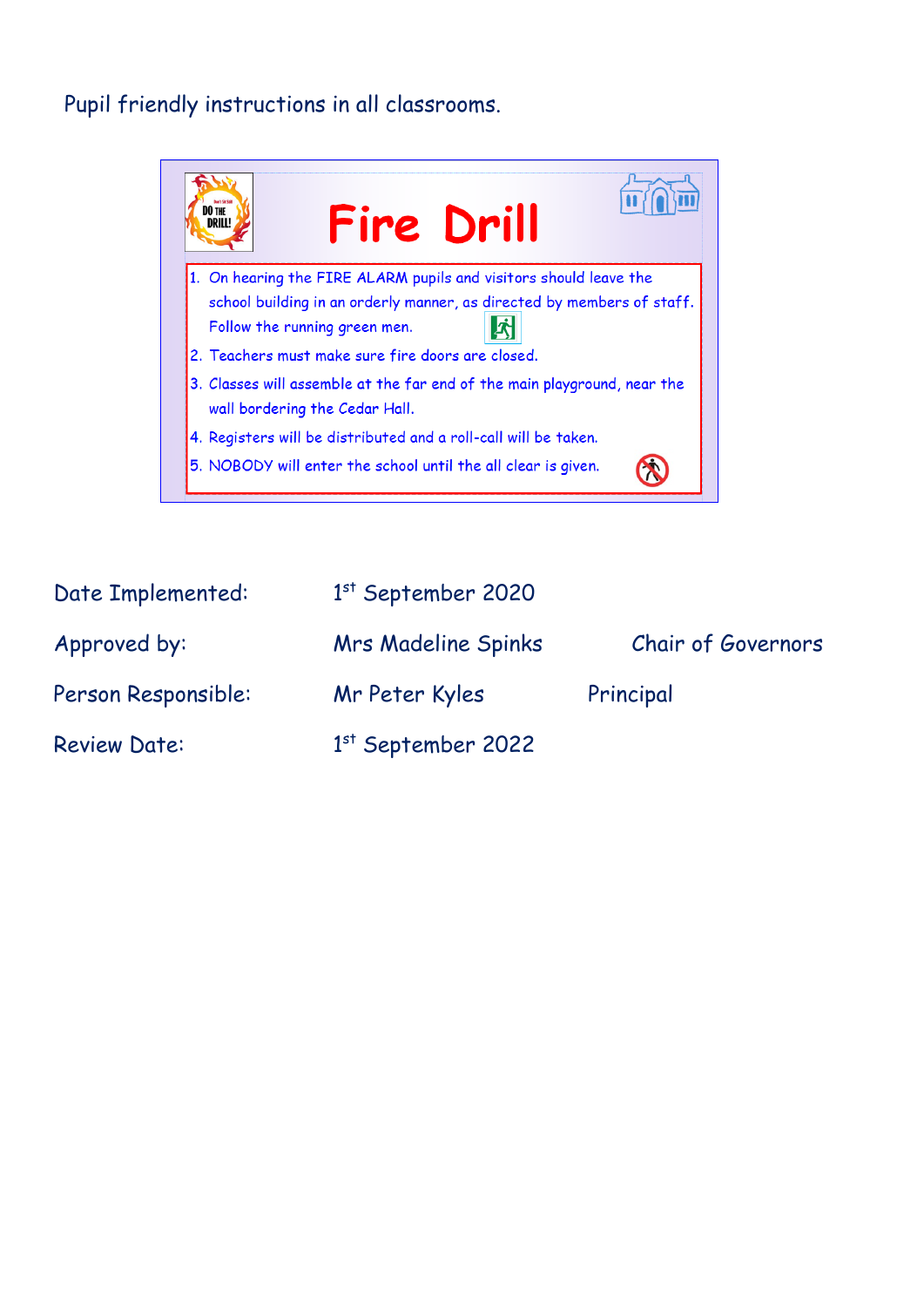Pupil friendly instructions in all classrooms.

# Fire Drill

1. On hearing the FIRE ALARM pupils and visitors should leave the school building in an orderly manner, as directed by members of staff. Follow the running green men.
2. Teachers must make sure fire doors are closed.
3. Classes will assemble at the far end of the main playground, near the wall bordering the Cedar Hall.
4. Registers will be distributed and a roll-call will be taken.
5. NOBODY will enter the school until the all clear is given.

| | | |
|---|---|---|
| Date Implemented: | 1st September 2020 | |
| Approved by: | Mrs Madeline Spinks | Chair of Governors |
| Person Responsible: | Mr Peter Kyles | Principal |
| Review Date: | 1st September 2022 | |